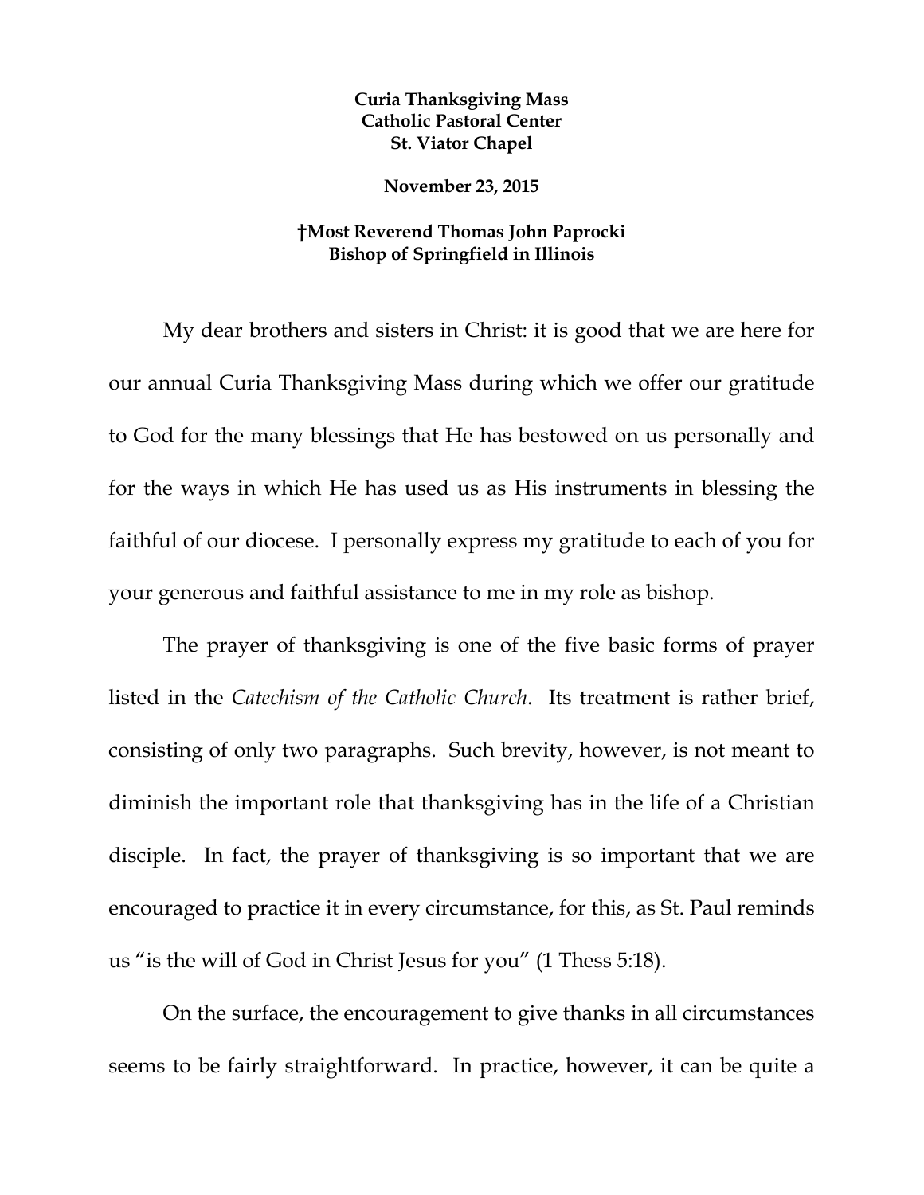**Curia Thanksgiving Mass**
**Catholic Pastoral Center**
**St. Viator Chapel**

**November 23, 2015**

**†Most Reverend Thomas John Paprocki**
**Bishop of Springfield in Illinois**

My dear brothers and sisters in Christ: it is good that we are here for our annual Curia Thanksgiving Mass during which we offer our gratitude to God for the many blessings that He has bestowed on us personally and for the ways in which He has used us as His instruments in blessing the faithful of our diocese. I personally express my gratitude to each of you for your generous and faithful assistance to me in my role as bishop.

The prayer of thanksgiving is one of the five basic forms of prayer listed in the *Catechism of the Catholic Church*. Its treatment is rather brief, consisting of only two paragraphs. Such brevity, however, is not meant to diminish the important role that thanksgiving has in the life of a Christian disciple. In fact, the prayer of thanksgiving is so important that we are encouraged to practice it in every circumstance, for this, as St. Paul reminds us "is the will of God in Christ Jesus for you" (1 Thess 5:18).

On the surface, the encouragement to give thanks in all circumstances seems to be fairly straightforward. In practice, however, it can be quite a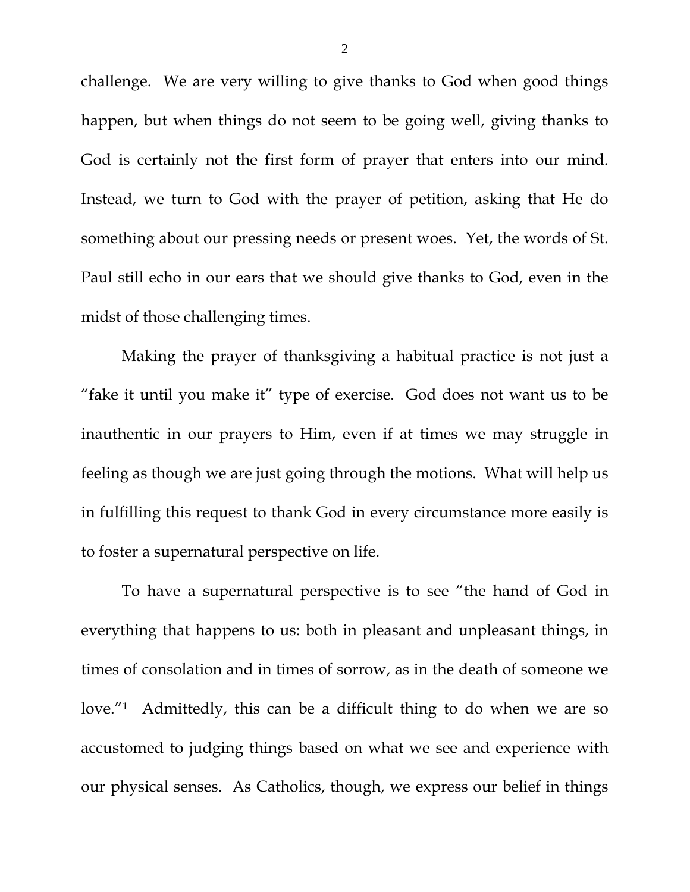challenge. We are very willing to give thanks to God when good things happen, but when things do not seem to be going well, giving thanks to God is certainly not the first form of prayer that enters into our mind. Instead, we turn to God with the prayer of petition, asking that He do something about our pressing needs or present woes. Yet, the words of St. Paul still echo in our ears that we should give thanks to God, even in the midst of those challenging times.

Making the prayer of thanksgiving a habitual practice is not just a "fake it until you make it" type of exercise. God does not want us to be inauthentic in our prayers to Him, even if at times we may struggle in feeling as though we are just going through the motions. What will help us in fulfilling this request to thank God in every circumstance more easily is to foster a supernatural perspective on life.

To have a supernatural perspective is to see "the hand of God in everything that happens to us: both in pleasant and unpleasant things, in times of consolation and in times of sorrow, as in the death of someone we love."[1] Admittedly, this can be a difficult thing to do when we are so accustomed to judging things based on what we see and experience with our physical senses. As Catholics, though, we express our belief in things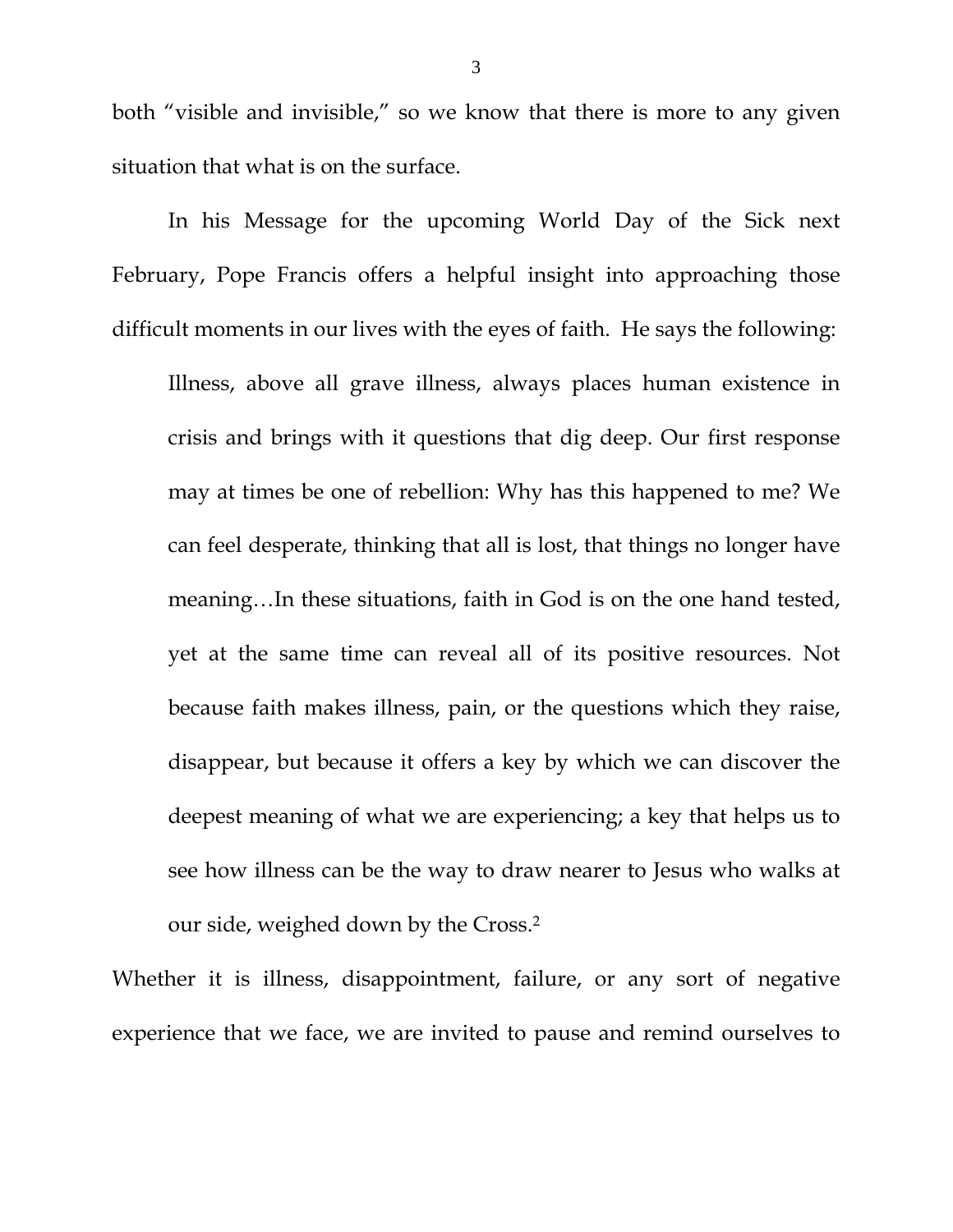both "visible and invisible," so we know that there is more to any given situation that what is on the surface.

In his Message for the upcoming World Day of the Sick next February, Pope Francis offers a helpful insight into approaching those difficult moments in our lives with the eyes of faith. He says the following:

> Illness, above all grave illness, always places human existence in crisis and brings with it questions that dig deep. Our first response may at times be one of rebellion: Why has this happened to me? We can feel desperate, thinking that all is lost, that things no longer have meaning…In these situations, faith in God is on the one hand tested, yet at the same time can reveal all of its positive resources. Not because faith makes illness, pain, or the questions which they raise, disappear, but because it offers a key by which we can discover the deepest meaning of what we are experiencing; a key that helps us to see how illness can be the way to draw nearer to Jesus who walks at our side, weighed down by the Cross.[2]

Whether it is illness, disappointment, failure, or any sort of negative experience that we face, we are invited to pause and remind ourselves to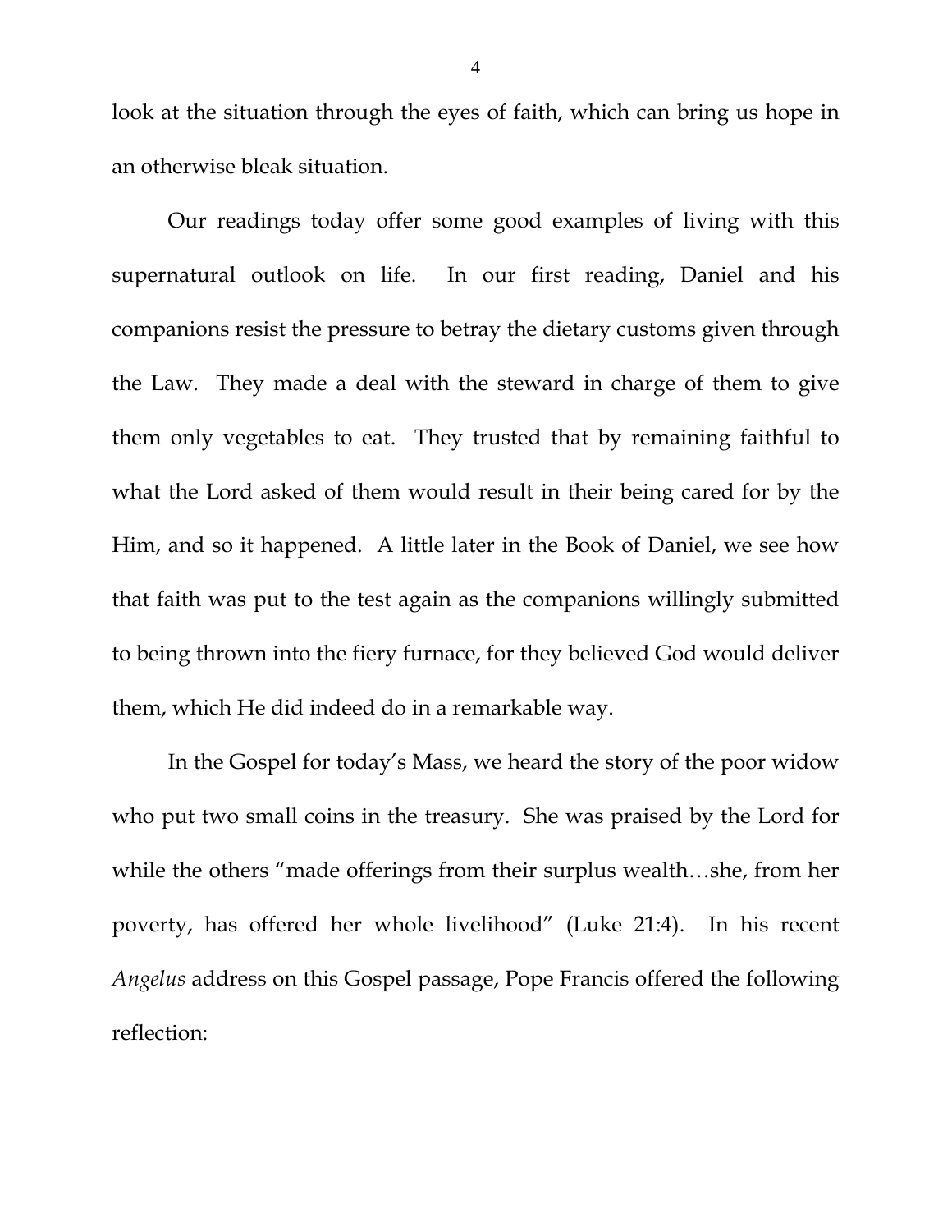look at the situation through the eyes of faith, which can bring us hope in an otherwise bleak situation.

Our readings today offer some good examples of living with this supernatural outlook on life. In our first reading, Daniel and his companions resist the pressure to betray the dietary customs given through the Law. They made a deal with the steward in charge of them to give them only vegetables to eat. They trusted that by remaining faithful to what the Lord asked of them would result in their being cared for by the Him, and so it happened. A little later in the Book of Daniel, we see how that faith was put to the test again as the companions willingly submitted to being thrown into the fiery furnace, for they believed God would deliver them, which He did indeed do in a remarkable way.

In the Gospel for today's Mass, we heard the story of the poor widow who put two small coins in the treasury. She was praised by the Lord for while the others "made offerings from their surplus wealth…she, from her poverty, has offered her whole livelihood" (Luke 21:4). In his recent *Angelus* address on this Gospel passage, Pope Francis offered the following reflection: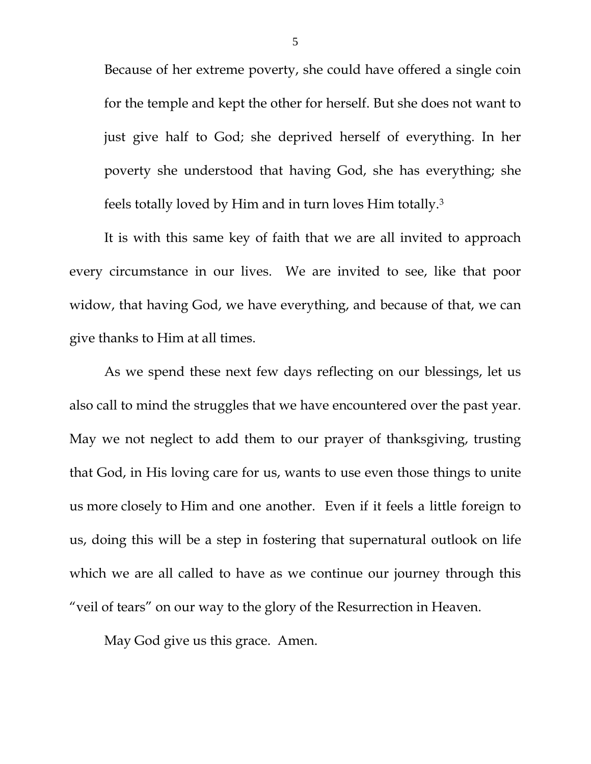Because of her extreme poverty, she could have offered a single coin for the temple and kept the other for herself. But she does not want to just give half to God; she deprived herself of everything. In her poverty she understood that having God, she has everything; she feels totally loved by Him and in turn loves Him totally.[3]

It is with this same key of faith that we are all invited to approach every circumstance in our lives. We are invited to see, like that poor widow, that having God, we have everything, and because of that, we can give thanks to Him at all times.

As we spend these next few days reflecting on our blessings, let us also call to mind the struggles that we have encountered over the past year. May we not neglect to add them to our prayer of thanksgiving, trusting that God, in His loving care for us, wants to use even those things to unite us more closely to Him and one another. Even if it feels a little foreign to us, doing this will be a step in fostering that supernatural outlook on life which we are all called to have as we continue our journey through this "veil of tears" on our way to the glory of the Resurrection in Heaven.

May God give us this grace. Amen.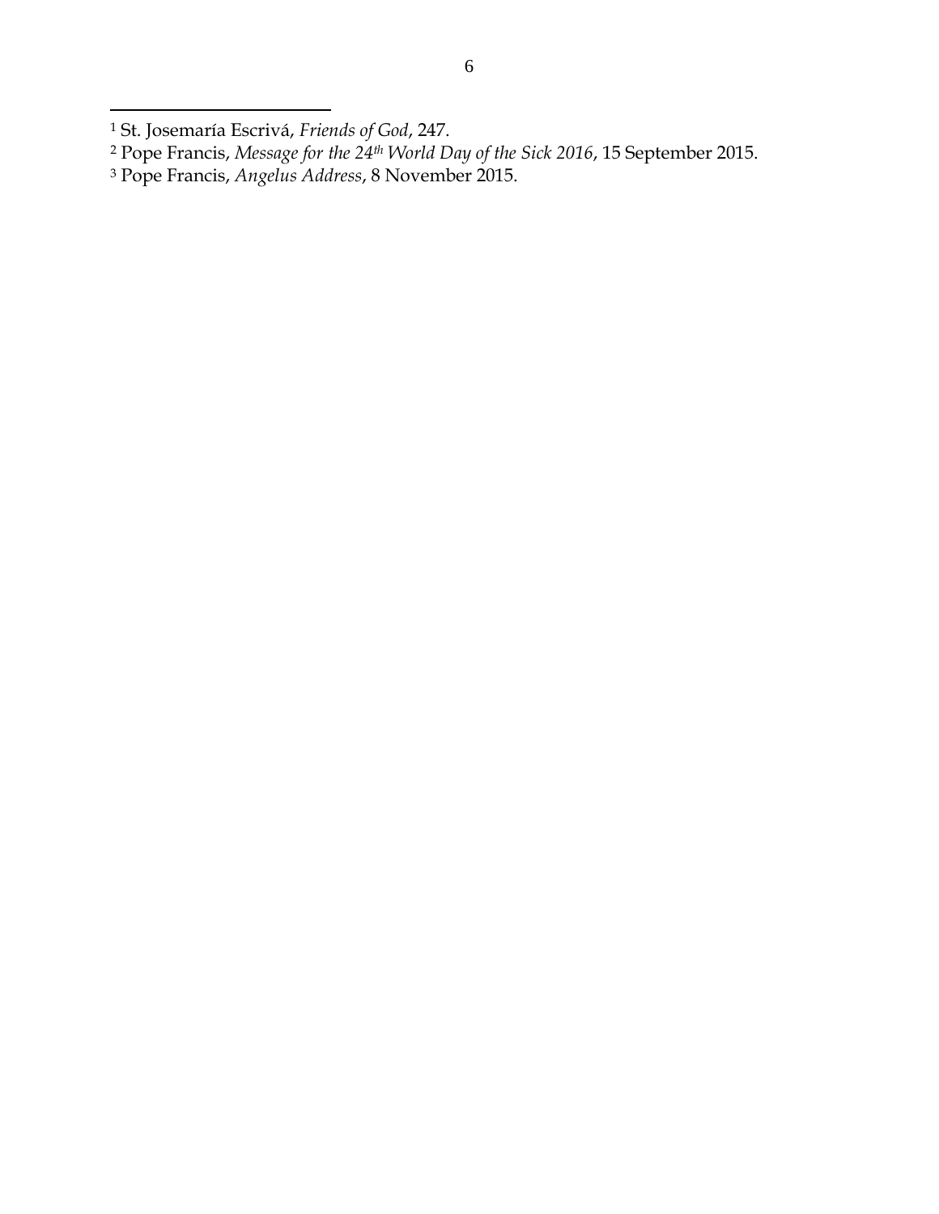[1] St. Josemaría Escrivá, *Friends of God*, 247.

[2] Pope Francis, *Message for the 24th World Day of the Sick 2016*, 15 September 2015.

[3] Pope Francis, *Angelus Address*, 8 November 2015.